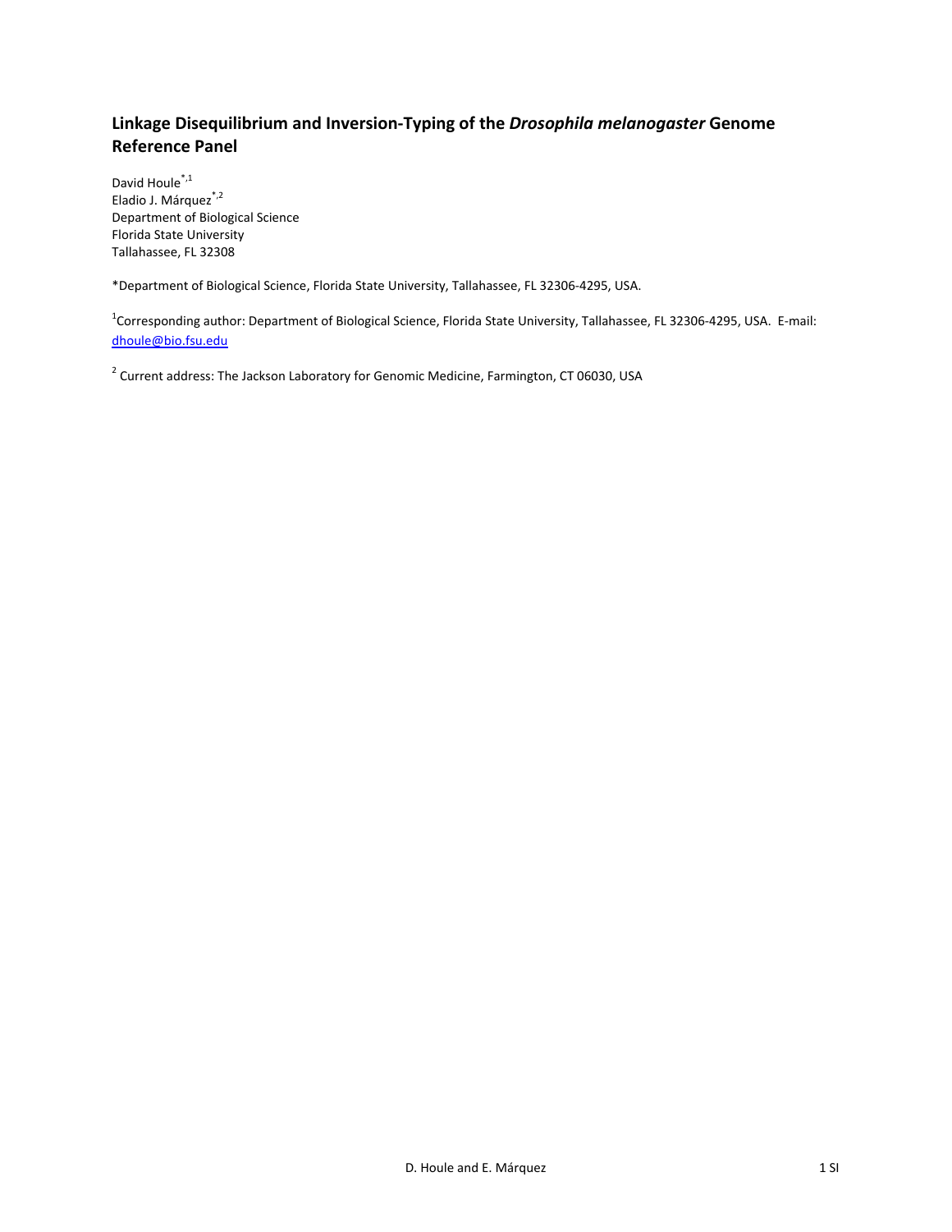# Linkage Disequilibrium and Inversion-Typing of the *Drosophila melanogaster* Genome Reference Panel

David Houle[*,1]
Eladio J. Márquez[*,2]
Department of Biological Science
Florida State University
Tallahassee, FL 32308

*Department of Biological Science, Florida State University, Tallahassee, FL 32306-4295, USA.

[1]Corresponding author: Department of Biological Science, Florida State University, Tallahassee, FL 32306-4295, USA. E-mail: dhoule@bio.fsu.edu

[2] Current address: The Jackson Laboratory for Genomic Medicine, Farmington, CT 06030, USA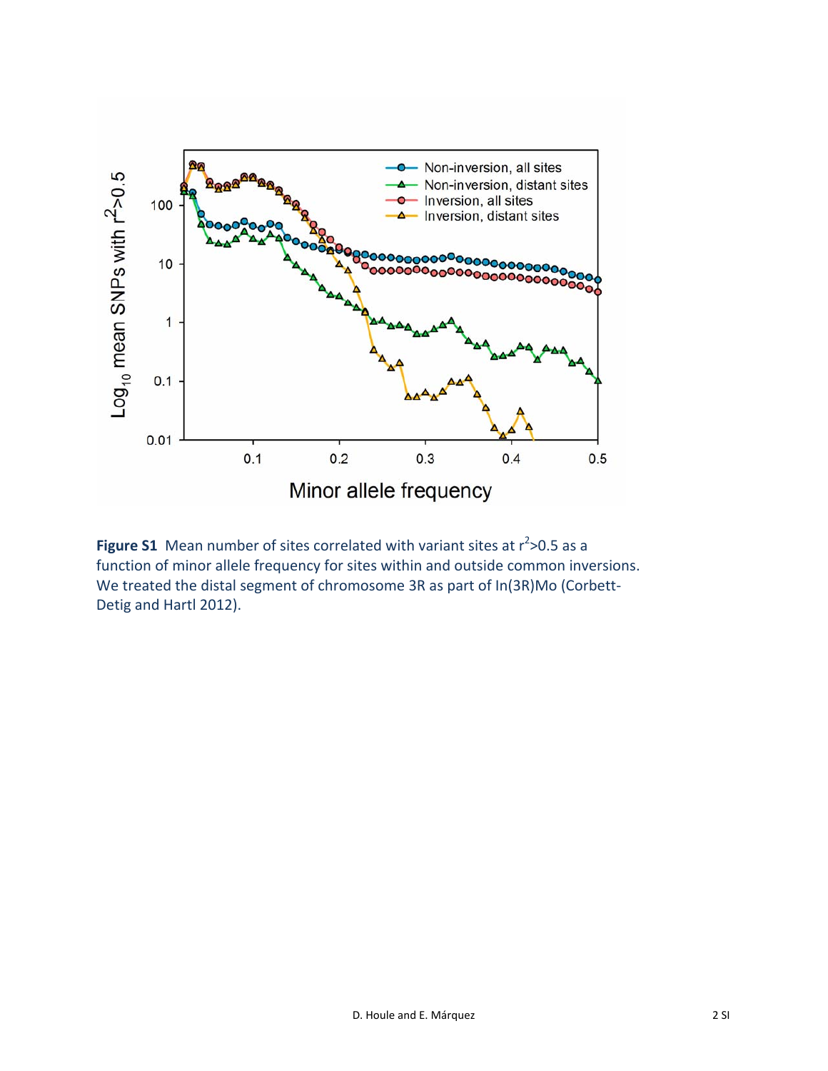**Figure S1** Mean number of sites correlated with variant sites at $r^2$>0.5 as a function of minor allele frequency for sites within and outside common inversions. We treated the distal segment of chromosome 3R as part of In(3R)Mo (Corbett-Detig and Hartl 2012).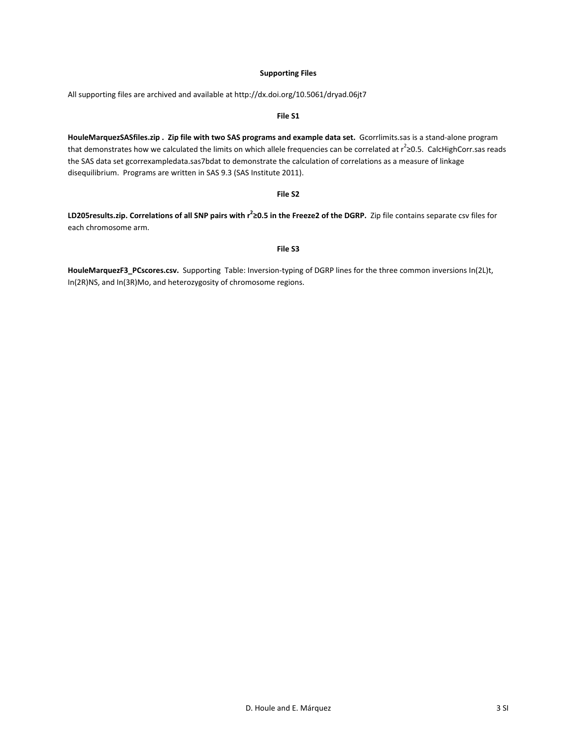## Supporting Files

All supporting files are archived and available at http://dx.doi.org/10.5061/dryad.06jt7

### File S1

**HouleMarquezSASfiles.zip . Zip file with two SAS programs and example data set.** Gcorrlimits.sas is a stand-alone program that demonstrates how we calculated the limits on which allele frequencies can be correlated at $r^2 \geq 0.5$. CalcHighCorr.sas reads the SAS data set gcorrexampledata.sas7bdat to demonstrate the calculation of correlations as a measure of linkage disequilibrium. Programs are written in SAS 9.3 (SAS Institute 2011).

### File S2

**LD205results.zip. Correlations of all SNP pairs with $r^2 \geq 0.5$ in the Freeze2 of the DGRP.** Zip file contains separate csv files for each chromosome arm.

### File S3

**HouleMarquezF3_PCscores.csv.** Supporting Table: Inversion-typing of DGRP lines for the three common inversions In(2L)t, In(2R)NS, and In(3R)Mo, and heterozygosity of chromosome regions.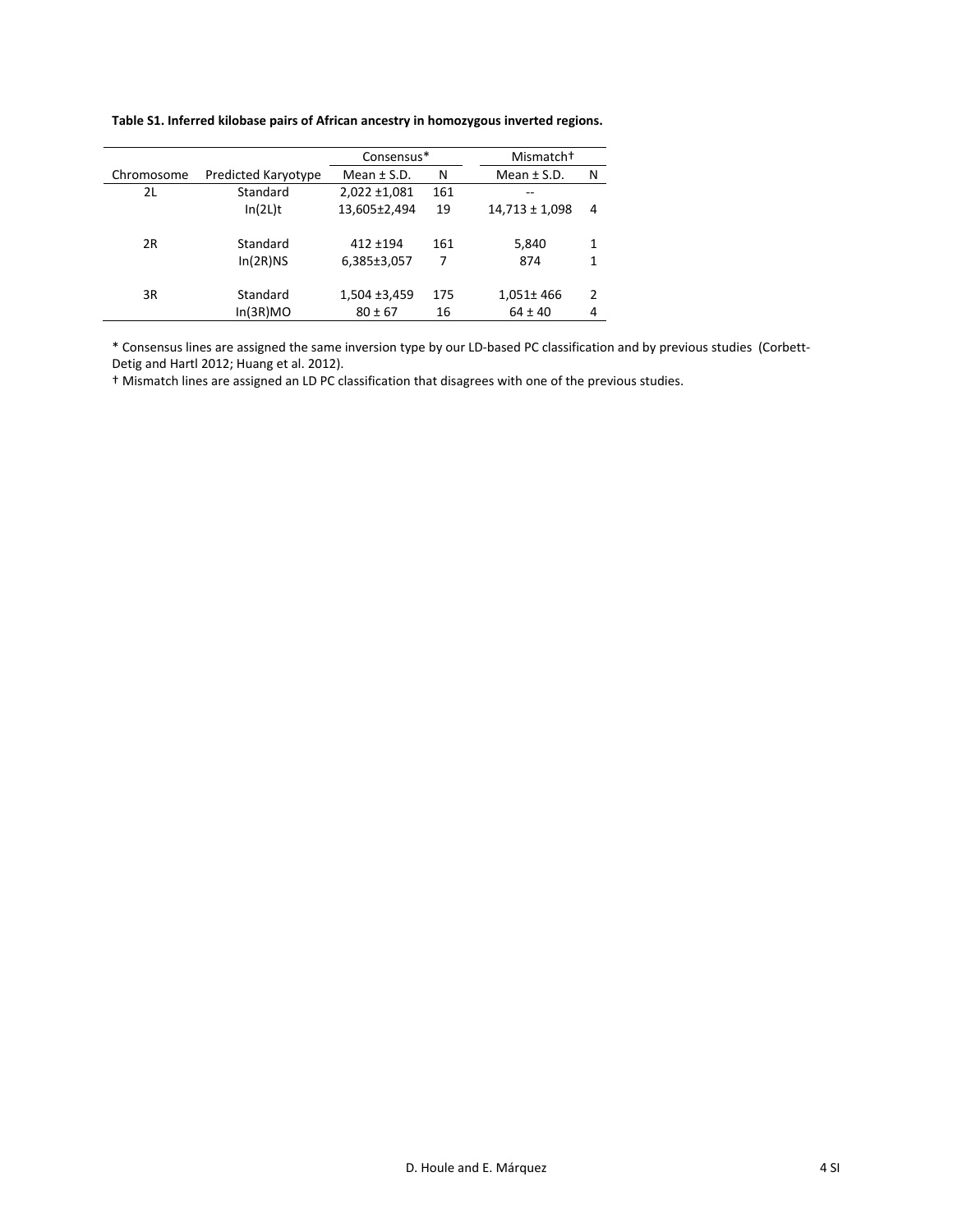**Table S1. Inferred kilobase pairs of African ancestry in homozygous inverted regions.**

| | | Consensus* | | Mismatch† | |
|---|---|---|---|---|---|
| Chromosome | Predicted Karyotype | Mean ± S.D. | N | Mean ± S.D. | N |
| 2L | Standard | 2,022 ±1,081 | 161 | -- | |
| | In(2L)t | 13,605±2,494 | 19 | 14,713 ± 1,098 | 4 |
| 2R | Standard | 412 ±194 | 161 | 5,840 | 1 |
| | In(2R)NS | 6,385±3,057 | 7 | 874 | 1 |
| 3R | Standard | 1,504 ±3,459 | 175 | 1,051± 466 | 2 |
| | In(3R)MO | 80 ± 67 | 16 | 64 ± 40 | 4 |

* Consensus lines are assigned the same inversion type by our LD-based PC classification and by previous studies (Corbett-Detig and Hartl 2012; Huang et al. 2012).

† Mismatch lines are assigned an LD PC classification that disagrees with one of the previous studies.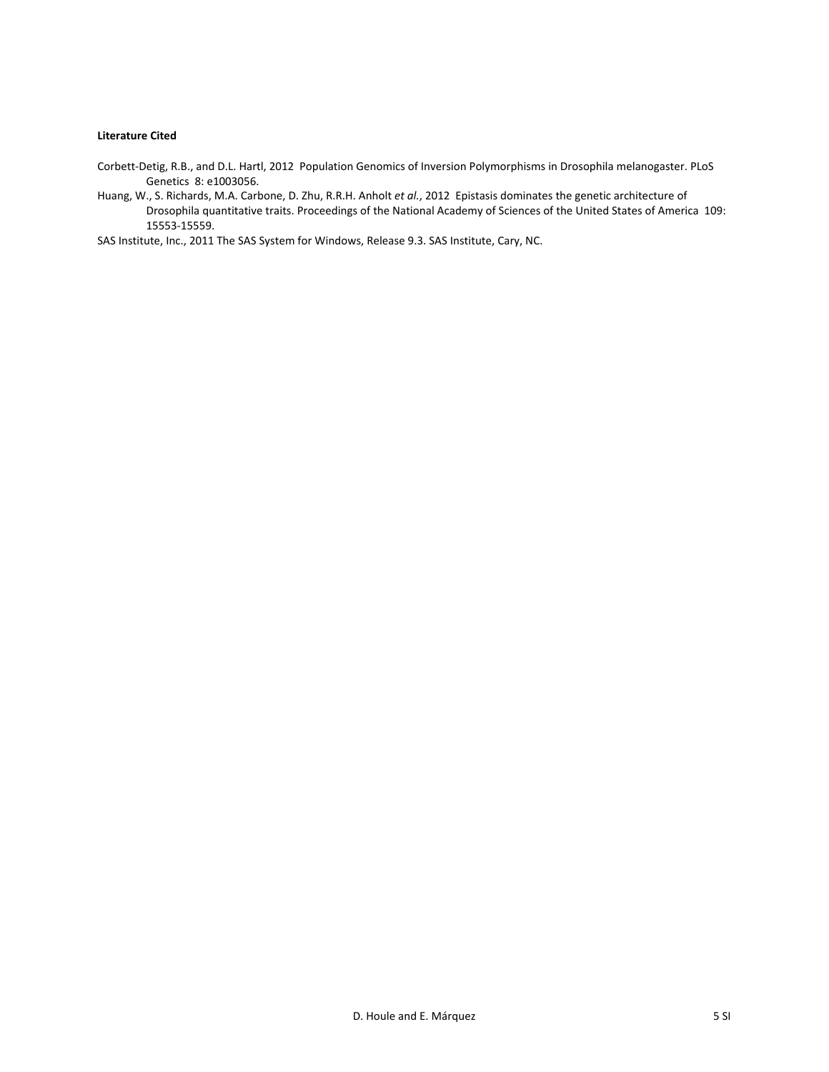**Literature Cited**

Corbett-Detig, R.B., and D.L. Hartl, 2012 Population Genomics of Inversion Polymorphisms in Drosophila melanogaster. PLoS Genetics 8: e1003056.

Huang, W., S. Richards, M.A. Carbone, D. Zhu, R.R.H. Anholt *et al.*, 2012 Epistasis dominates the genetic architecture of Drosophila quantitative traits. Proceedings of the National Academy of Sciences of the United States of America 109: 15553-15559.

SAS Institute, Inc., 2011 The SAS System for Windows, Release 9.3. SAS Institute, Cary, NC.